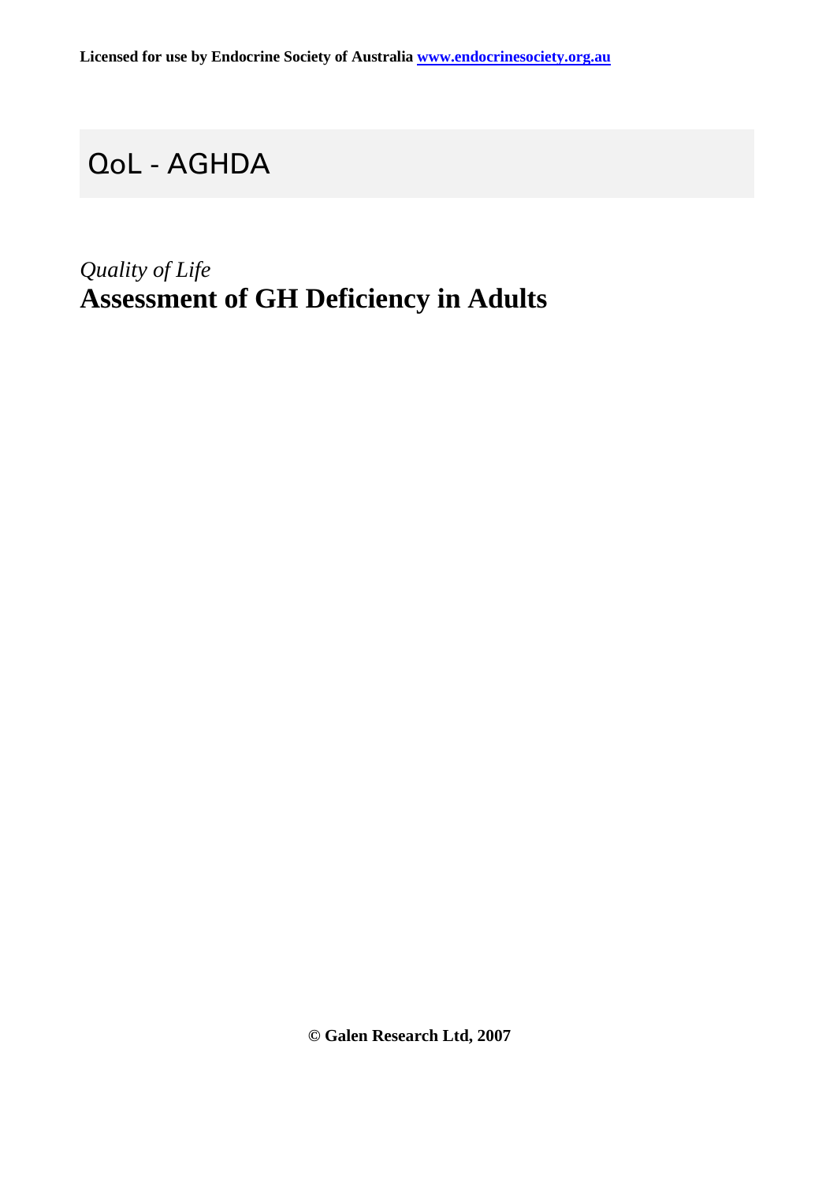**Licensed for use by Endocrine Society of Australia [www.endocrinesociety.org.au](http://www.endocrinesociety.org.au)**

# QoL - AGHDA

*Quality of Life*

## Assessment of GH Deficiency in Adults

**© Galen Research Ltd, 2007**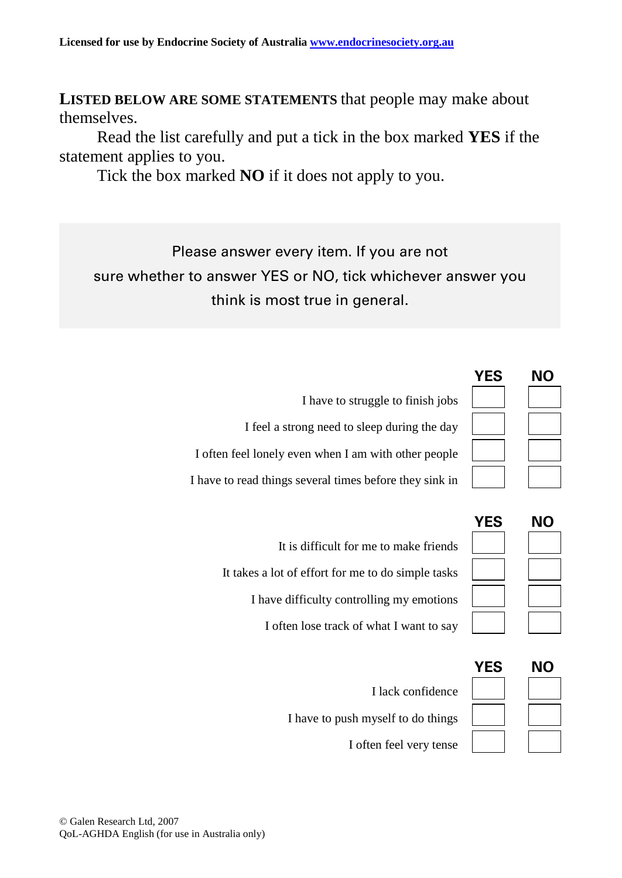Licensed for use by Endocrine Society of Australia www.endocrinesociety.org.au

**LISTED BELOW ARE SOME STATEMENTS** that people may make about themselves.

Read the list carefully and put a tick in the box marked **YES** if the statement applies to you.

Tick the box marked **NO** if it does not apply to you.

> Please answer every item. If you are not sure whether to answer YES or NO, tick whichever answer you think is most true in general.

| | YES | NO |
|---|---|---|
| I have to struggle to finish jobs | ☐ | ☐ |
| I feel a strong need to sleep during the day | ☐ | ☐ |
| I often feel lonely even when I am with other people | ☐ | ☐ |
| I have to read things several times before they sink in | ☐ | ☐ |

| | YES | NO |
|---|---|---|
| It is difficult for me to make friends | ☐ | ☐ |
| It takes a lot of effort for me to do simple tasks | ☐ | ☐ |
| I have difficulty controlling my emotions | ☐ | ☐ |
| I often lose track of what I want to say | ☐ | ☐ |

| | YES | NO |
|---|---|---|
| I lack confidence | ☐ | ☐ |
| I have to push myself to do things | ☐ | ☐ |
| I often feel very tense | ☐ | ☐ |

© Galen Research Ltd, 2007
QoL-AGHDA English (for use in Australia only)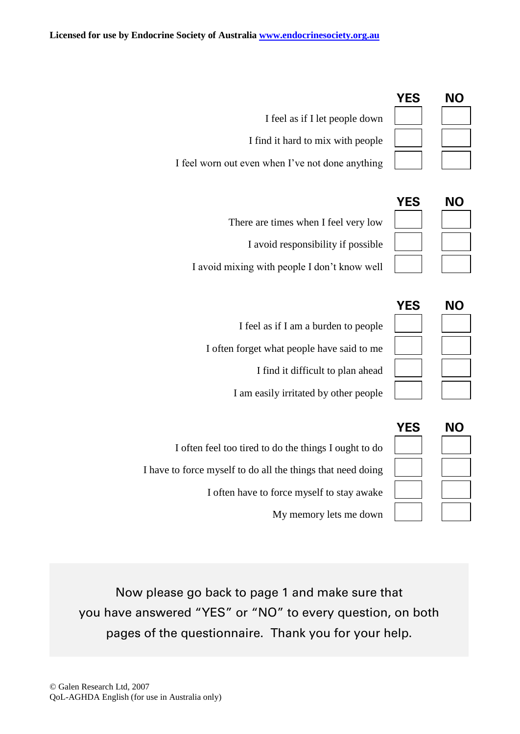Licensed for use by Endocrine Society of Australia www.endocrinesociety.org.au

| | YES | NO |
|---|---|---|
| I feel as if I let people down | | |
| I find it hard to mix with people | | |
| I feel worn out even when I've not done anything | | |

| | YES | NO |
|---|---|---|
| There are times when I feel very low | | |
| I avoid responsibility if possible | | |
| I avoid mixing with people I don't know well | | |

| | YES | NO |
|---|---|---|
| I feel as if I am a burden to people | | |
| I often forget what people have said to me | | |
| I find it difficult to plan ahead | | |
| I am easily irritated by other people | | |

| | YES | NO |
|---|---|---|
| I often feel too tired to do the things I ought to do | | |
| I have to force myself to do all the things that need doing | | |
| I often have to force myself to stay awake | | |
| My memory lets me down | | |

Now please go back to page 1 and make sure that you have answered "YES" or "NO" to every question, on both pages of the questionnaire. Thank you for your help.

© Galen Research Ltd, 2007
QoL-AGHDA English (for use in Australia only)